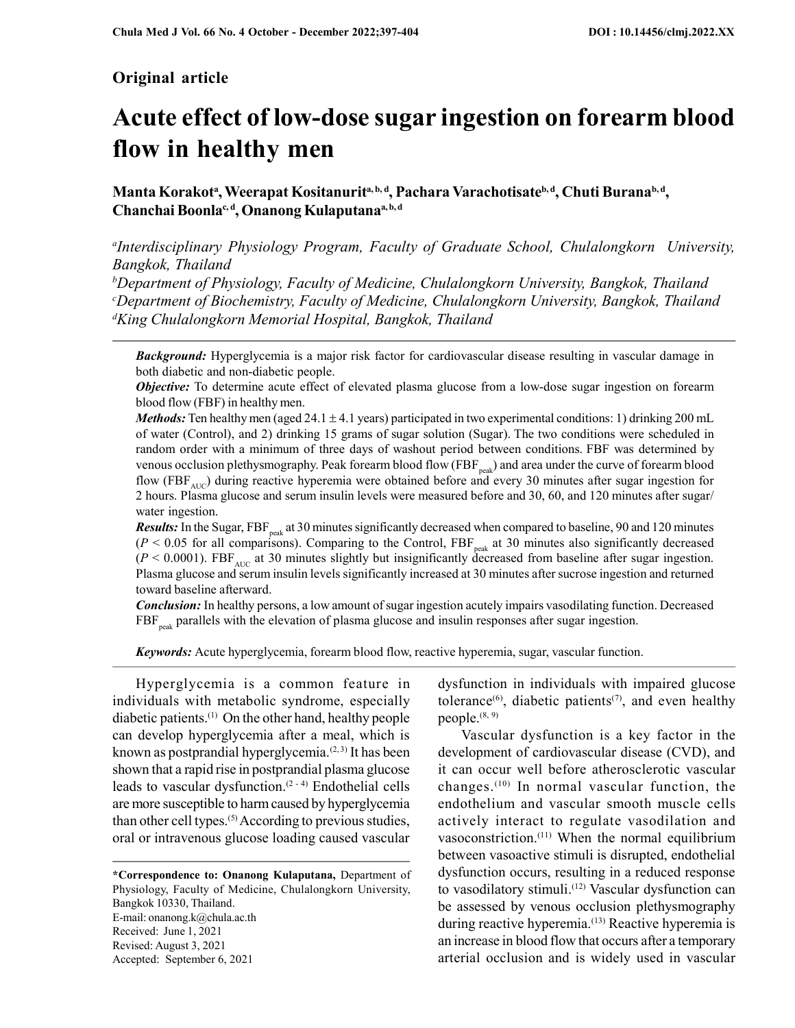**Original article**

# Acute effect of low-dose sugar ingestion on forearm blood flow in healthy men

**Manta Korakot[a], Weerapat Kositanurit[a, b, d], Pachara Varachotisate[b, d], Chuti Burana[b, d], Chanchai Boonla[c, d], Onanong Kulaputana[a, b, d]**

[a]*Interdisciplinary Physiology Program, Faculty of Graduate School, Chulalongkorn University, Bangkok, Thailand*
[b]*Department of Physiology, Faculty of Medicine, Chulalongkorn University, Bangkok, Thailand*
[c]*Department of Biochemistry, Faculty of Medicine, Chulalongkorn University, Bangkok, Thailand*
[d]*King Chulalongkorn Memorial Hospital, Bangkok, Thailand*

***Background:*** Hyperglycemia is a major risk factor for cardiovascular disease resulting in vascular damage in both diabetic and non-diabetic people.

***Objective:*** To determine acute effect of elevated plasma glucose from a low-dose sugar ingestion on forearm blood flow (FBF) in healthy men.

***Methods:*** Ten healthy men (aged 24.1 ± 4.1 years) participated in two experimental conditions: 1) drinking 200 mL of water (Control), and 2) drinking 15 grams of sugar solution (Sugar). The two conditions were scheduled in random order with a minimum of three days of washout period between conditions. FBF was determined by venous occlusion plethysmography. Peak forearm blood flow ($FBF_{peak}$) and area under the curve of forearm blood flow ($FBF_{AUC}$) during reactive hyperemia were obtained before and every 30 minutes after sugar ingestion for 2 hours. Plasma glucose and serum insulin levels were measured before and 30, 60, and 120 minutes after sugar/water ingestion.

***Results:*** In the Sugar, $FBF_{peak}$ at 30 minutes significantly decreased when compared to baseline, 90 and 120 minutes ($P < 0.05$ for all comparisons). Comparing to the Control, $FBF_{peak}$ at 30 minutes also significantly decreased ($P < 0.0001$). $FBF_{AUC}$ at 30 minutes slightly but insignificantly decreased from baseline after sugar ingestion. Plasma glucose and serum insulin levels significantly increased at 30 minutes after sucrose ingestion and returned toward baseline afterward.

***Conclusion:*** In healthy persons, a low amount of sugar ingestion acutely impairs vasodilating function. Decreased $FBF_{peak}$ parallels with the elevation of plasma glucose and insulin responses after sugar ingestion.

***Keywords:*** Acute hyperglycemia, forearm blood flow, reactive hyperemia, sugar, vascular function.

Hyperglycemia is a common feature in individuals with metabolic syndrome, especially diabetic patients.(1) On the other hand, healthy people can develop hyperglycemia after a meal, which is known as postprandial hyperglycemia.(2, 3) It has been shown that a rapid rise in postprandial plasma glucose leads to vascular dysfunction.(2 - 4) Endothelial cells are more susceptible to harm caused by hyperglycemia than other cell types.(5) According to previous studies, oral or intravenous glucose loading caused vascular dysfunction in individuals with impaired glucose tolerance(6), diabetic patients(7), and even healthy people.(8, 9)

Vascular dysfunction is a key factor in the development of cardiovascular disease (CVD), and it can occur well before atherosclerotic vascular changes.(10) In normal vascular function, the endothelium and vascular smooth muscle cells actively interact to regulate vasodilation and vasoconstriction.(11) When the normal equilibrium between vasoactive stimuli is disrupted, endothelial dysfunction occurs, resulting in a reduced response to vasodilatory stimuli.(12) Vascular dysfunction can be assessed by venous occlusion plethysmography during reactive hyperemia.(13) Reactive hyperemia is an increase in blood flow that occurs after a temporary arterial occlusion and is widely used in vascular

---

**\*Correspondence to: Onanong Kulaputana,** Department of Physiology, Faculty of Medicine, Chulalongkorn University, Bangkok 10330, Thailand.
E-mail: onanong.k@chula.ac.th
Received: June 1, 2021
Revised: August 3, 2021
Accepted: September 6, 2021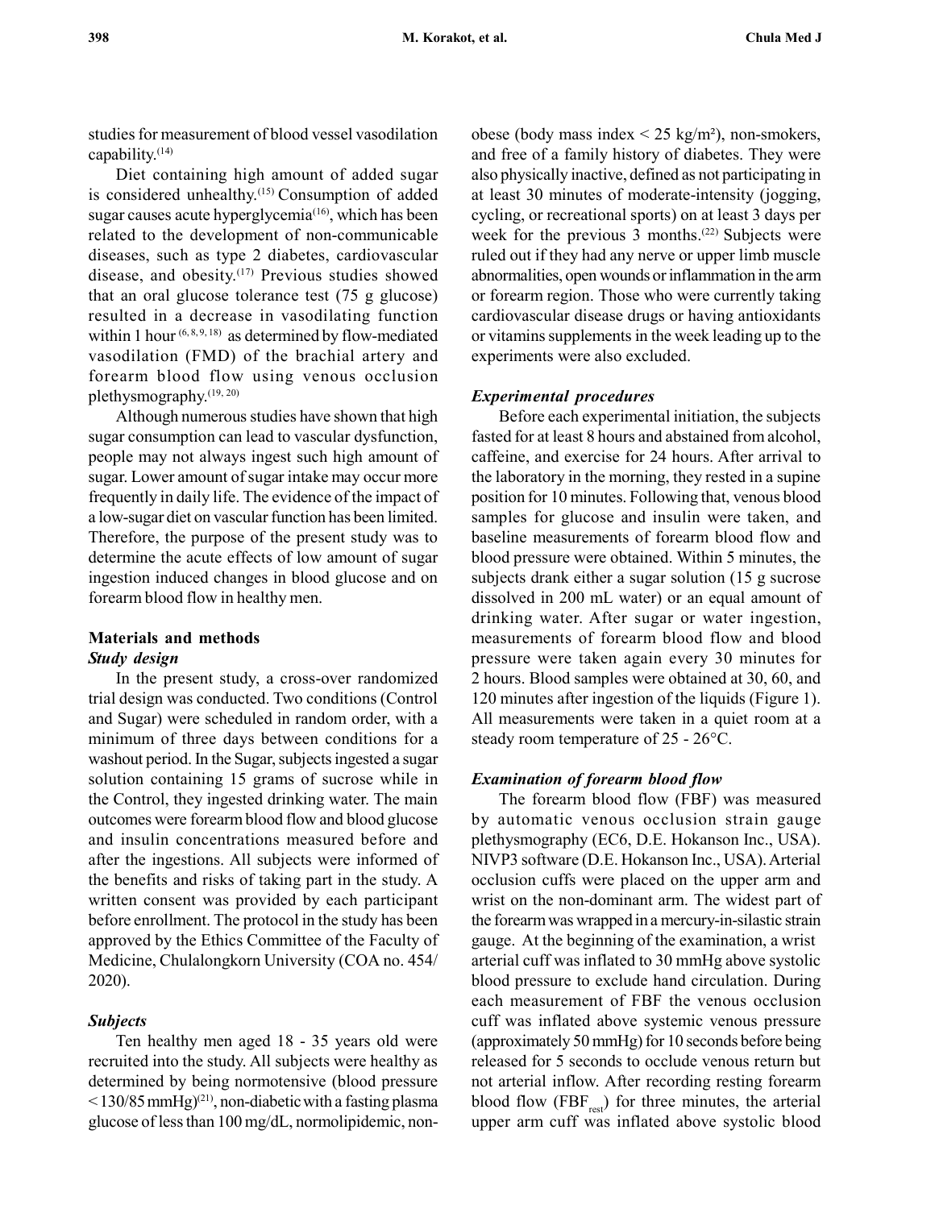studies for measurement of blood vessel vasodilation capability.[14]

Diet containing high amount of added sugar is considered unhealthy.[15] Consumption of added sugar causes acute hyperglycemia[16], which has been related to the development of non-communicable diseases, such as type 2 diabetes, cardiovascular disease, and obesity.[17] Previous studies showed that an oral glucose tolerance test (75 g glucose) resulted in a decrease in vasodilating function within 1 hour [6, 8, 9, 18] as determined by flow-mediated vasodilation (FMD) of the brachial artery and forearm blood flow using venous occlusion plethysmography.[19, 20]

Although numerous studies have shown that high sugar consumption can lead to vascular dysfunction, people may not always ingest such high amount of sugar. Lower amount of sugar intake may occur more frequently in daily life. The evidence of the impact of a low-sugar diet on vascular function has been limited. Therefore, the purpose of the present study was to determine the acute effects of low amount of sugar ingestion induced changes in blood glucose and on forearm blood flow in healthy men.

## Materials and methods

### *Study design*

In the present study, a cross-over randomized trial design was conducted. Two conditions (Control and Sugar) were scheduled in random order, with a minimum of three days between conditions for a washout period. In the Sugar, subjects ingested a sugar solution containing 15 grams of sucrose while in the Control, they ingested drinking water. The main outcomes were forearm blood flow and blood glucose and insulin concentrations measured before and after the ingestions. All subjects were informed of the benefits and risks of taking part in the study. A written consent was provided by each participant before enrollment. The protocol in the study has been approved by the Ethics Committee of the Faculty of Medicine, Chulalongkorn University (COA no. 454/2020).

### *Subjects*

Ten healthy men aged 18 - 35 years old were recruited into the study. All subjects were healthy as determined by being normotensive (blood pressure < 130/85 mmHg)[21], non-diabetic with a fasting plasma glucose of less than 100 mg/dL, normolipidemic, non-obese (body mass index < 25 kg/m²), non-smokers, and free of a family history of diabetes. They were also physically inactive, defined as not participating in at least 30 minutes of moderate-intensity (jogging, cycling, or recreational sports) on at least 3 days per week for the previous 3 months.[22] Subjects were ruled out if they had any nerve or upper limb muscle abnormalities, open wounds or inflammation in the arm or forearm region. Those who were currently taking cardiovascular disease drugs or having antioxidants or vitamins supplements in the week leading up to the experiments were also excluded.

### *Experimental procedures*

Before each experimental initiation, the subjects fasted for at least 8 hours and abstained from alcohol, caffeine, and exercise for 24 hours. After arrival to the laboratory in the morning, they rested in a supine position for 10 minutes. Following that, venous blood samples for glucose and insulin were taken, and baseline measurements of forearm blood flow and blood pressure were obtained. Within 5 minutes, the subjects drank either a sugar solution (15 g sucrose dissolved in 200 mL water) or an equal amount of drinking water. After sugar or water ingestion, measurements of forearm blood flow and blood pressure were taken again every 30 minutes for 2 hours. Blood samples were obtained at 30, 60, and 120 minutes after ingestion of the liquids (Figure 1). All measurements were taken in a quiet room at a steady room temperature of 25 - 26°C.

### *Examination of forearm blood flow*

The forearm blood flow (FBF) was measured by automatic venous occlusion strain gauge plethysmography (EC6, D.E. Hokanson Inc., USA). NIVP3 software (D.E. Hokanson Inc., USA). Arterial occlusion cuffs were placed on the upper arm and wrist on the non-dominant arm. The widest part of the forearm was wrapped in a mercury-in-silastic strain gauge. At the beginning of the examination, a wrist arterial cuff was inflated to 30 mmHg above systolic blood pressure to exclude hand circulation. During each measurement of FBF the venous occlusion cuff was inflated above systemic venous pressure (approximately 50 mmHg) for 10 seconds before being released for 5 seconds to occlude venous return but not arterial inflow. After recording resting forearm blood flow ($FBF_{rest}$) for three minutes, the arterial upper arm cuff was inflated above systolic blood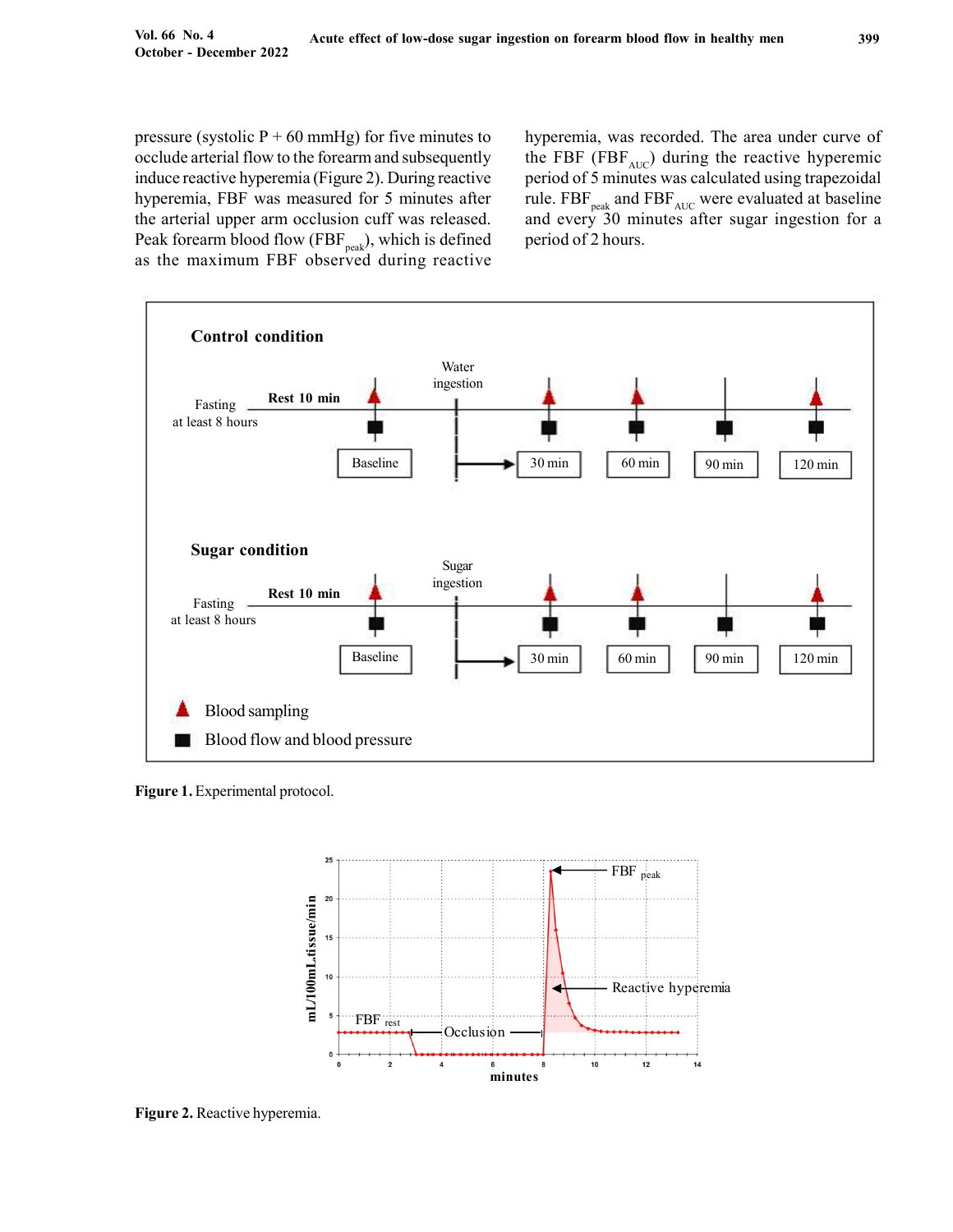pressure (systolic P + 60 mmHg) for five minutes to occlude arterial flow to the forearm and subsequently induce reactive hyperemia (Figure 2). During reactive hyperemia, FBF was measured for 5 minutes after the arterial upper arm occlusion cuff was released. Peak forearm blood flow ($FBF_{peak}$), which is defined as the maximum FBF observed during reactive hyperemia, was recorded. The area under curve of the FBF ($FBF_{AUC}$) during the reactive hyperemic period of 5 minutes was calculated using trapezoidal rule. $FBF_{peak}$ and $FBF_{AUC}$ were evaluated at baseline and every 30 minutes after sugar ingestion for a period of 2 hours.

**Figure 1.** Experimental protocol.

**Figure 2.** Reactive hyperemia.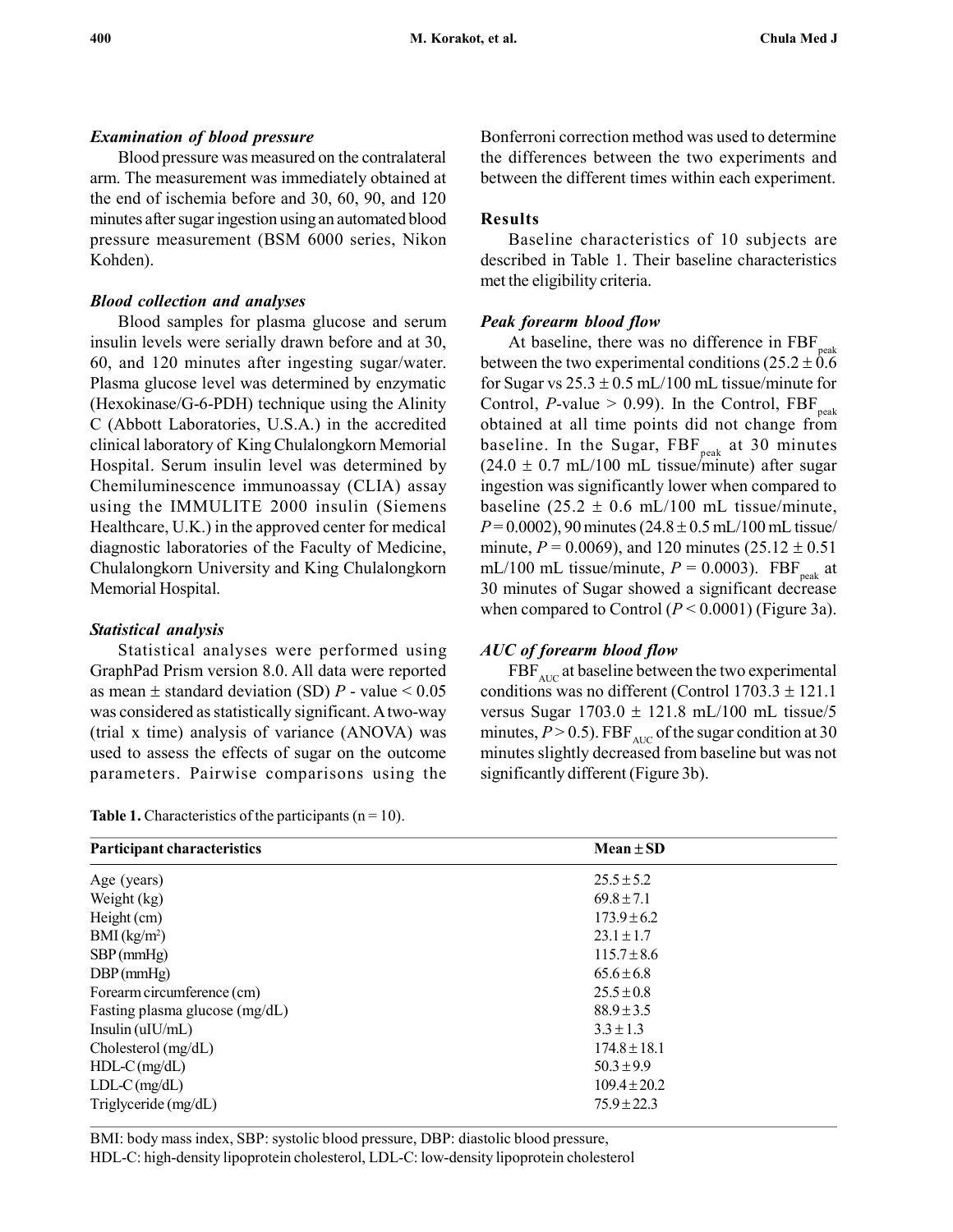### *Examination of blood pressure*

Blood pressure was measured on the contralateral arm. The measurement was immediately obtained at the end of ischemia before and 30, 60, 90, and 120 minutes after sugar ingestion using an automated blood pressure measurement (BSM 6000 series, Nikon Kohden).

### *Blood collection and analyses*

Blood samples for plasma glucose and serum insulin levels were serially drawn before and at 30, 60, and 120 minutes after ingesting sugar/water. Plasma glucose level was determined by enzymatic (Hexokinase/G-6-PDH) technique using the Alinity C (Abbott Laboratories, U.S.A.) in the accredited clinical laboratory of King Chulalongkorn Memorial Hospital. Serum insulin level was determined by Chemiluminescence immunoassay (CLIA) assay using the IMMULITE 2000 insulin (Siemens Healthcare, U.K.) in the approved center for medical diagnostic laboratories of the Faculty of Medicine, Chulalongkorn University and King Chulalongkorn Memorial Hospital.

### *Statistical analysis*

Statistical analyses were performed using GraphPad Prism version 8.0. All data were reported as mean ± standard deviation (SD) $P$ - value < 0.05 was considered as statistically significant. A two-way (trial x time) analysis of variance (ANOVA) was used to assess the effects of sugar on the outcome parameters. Pairwise comparisons using the Bonferroni correction method was used to determine the differences between the two experiments and between the different times within each experiment.

## Results

Baseline characteristics of 10 subjects are described in Table 1. Their baseline characteristics met the eligibility criteria.

### *Peak forearm blood flow*

At baseline, there was no difference in $FBF_{peak}$ between the two experimental conditions (25.2 ± 0.6 for Sugar vs 25.3 ± 0.5 mL/100 mL tissue/minute for Control, $P$-value > 0.99). In the Control, $FBF_{peak}$ obtained at all time points did not change from baseline. In the Sugar, $FBF_{peak}$ at 30 minutes (24.0 ± 0.7 mL/100 mL tissue/minute) after sugar ingestion was significantly lower when compared to baseline (25.2 ± 0.6 mL/100 mL tissue/minute, $P = 0.0002$), 90 minutes (24.8 ± 0.5 mL/100 mL tissue/minute, $P = 0.0069$), and 120 minutes (25.12 ± 0.51 mL/100 mL tissue/minute, $P = 0.0003$). $FBF_{peak}$ at 30 minutes of Sugar showed a significant decrease when compared to Control ($P < 0.0001$) (Figure 3a).

### *AUC of forearm blood flow*

$FBF_{AUC}$ at baseline between the two experimental conditions was no different (Control 1703.3 ± 121.1 versus Sugar 1703.0 ± 121.8 mL/100 mL tissue/5 minutes, $P > 0.5$). $FBF_{AUC}$ of the sugar condition at 30 minutes slightly decreased from baseline but was not significantly different (Figure 3b).

**Table 1.** Characteristics of the participants (n = 10).

| Participant characteristics | Mean ± SD |
|---|---|
| Age (years) | 25.5 ± 5.2 |
| Weight (kg) | 69.8 ± 7.1 |
| Height (cm) | 173.9 ± 6.2 |
| BMI (kg/m$^2$) | 23.1 ± 1.7 |
| SBP (mmHg) | 115.7 ± 8.6 |
| DBP (mmHg) | 65.6 ± 6.8 |
| Forearm circumference (cm) | 25.5 ± 0.8 |
| Fasting plasma glucose (mg/dL) | 88.9 ± 3.5 |
| Insulin (uIU/mL) | 3.3 ± 1.3 |
| Cholesterol (mg/dL) | 174.8 ± 18.1 |
| HDL-C (mg/dL) | 50.3 ± 9.9 |
| LDL-C (mg/dL) | 109.4 ± 20.2 |
| Triglyceride (mg/dL) | 75.9 ± 22.3 |

BMI: body mass index, SBP: systolic blood pressure, DBP: diastolic blood pressure, HDL-C: high-density lipoprotein cholesterol, LDL-C: low-density lipoprotein cholesterol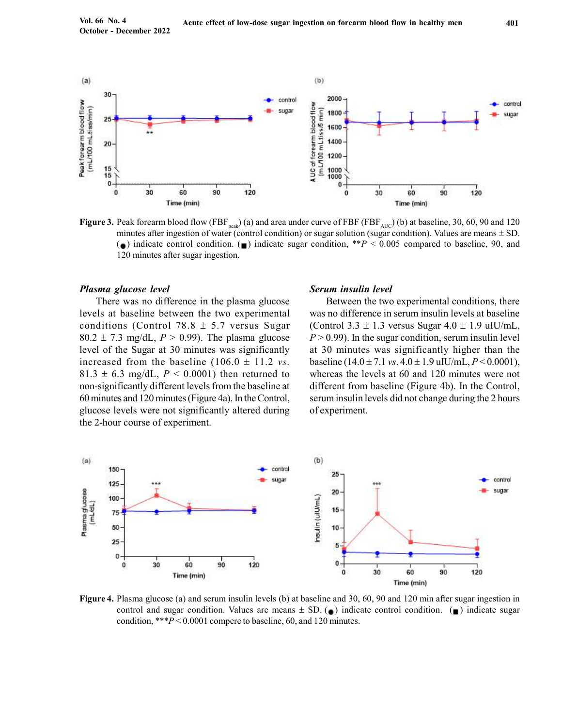**Figure 3.** Peak forearm blood flow ($FBF_{peak}$) (a) and area under curve of FBF ($FBF_{AUC}$) (b) at baseline, 30, 60, 90 and 120 minutes after ingestion of water (control condition) or sugar solution (sugar condition). Values are means ± SD. (●) indicate control condition. (■) indicate sugar condition, $^{**}P < 0.005$ compared to baseline, 90, and 120 minutes after sugar ingestion.

### *Plasma glucose level*

There was no difference in the plasma glucose levels at baseline between the two experimental conditions (Control 78.8 ± 5.7 versus Sugar 80.2 ± 7.3 mg/dL, $P > 0.99$). The plasma glucose level of the Sugar at 30 minutes was significantly increased from the baseline (106.0 ± 11.2 *vs.* 81.3 ± 6.3 mg/dL, $P < 0.0001$) then returned to non-significantly different levels from the baseline at 60 minutes and 120 minutes (Figure 4a). In the Control, glucose levels were not significantly altered during the 2-hour course of experiment.

### *Serum insulin level*

Between the two experimental conditions, there was no difference in serum insulin levels at baseline (Control 3.3 ± 1.3 versus Sugar 4.0 ± 1.9 uIU/mL, $P > 0.99$). In the sugar condition, serum insulin level at 30 minutes was significantly higher than the baseline (14.0 ± 7.1 *vs.* 4.0 ± 1.9 uIU/mL, $P < 0.0001$), whereas the levels at 60 and 120 minutes were not different from baseline (Figure 4b). In the Control, serum insulin levels did not change during the 2 hours of experiment.

**Figure 4.** Plasma glucose (a) and serum insulin levels (b) at baseline and 30, 60, 90 and 120 min after sugar ingestion in control and sugar condition. Values are means ± SD. (●) indicate control condition. (■) indicate sugar condition, $^{***}P < 0.0001$ compere to baseline, 60, and 120 minutes.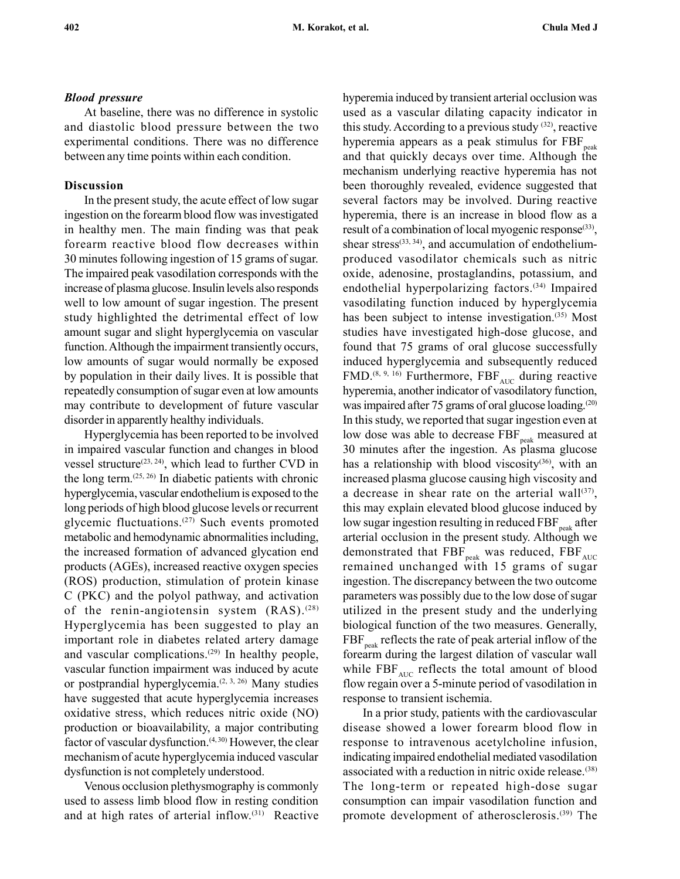### *Blood pressure*

At baseline, there was no difference in systolic and diastolic blood pressure between the two experimental conditions. There was no difference between any time points within each condition.

### Discussion

In the present study, the acute effect of low sugar ingestion on the forearm blood flow was investigated in healthy men. The main finding was that peak forearm reactive blood flow decreases within 30 minutes following ingestion of 15 grams of sugar. The impaired peak vasodilation corresponds with the increase of plasma glucose. Insulin levels also responds well to low amount of sugar ingestion. The present study highlighted the detrimental effect of low amount sugar and slight hyperglycemia on vascular function. Although the impairment transiently occurs, low amounts of sugar would normally be exposed by population in their daily lives. It is possible that repeatedly consumption of sugar even at low amounts may contribute to development of future vascular disorder in apparently healthy individuals.

Hyperglycemia has been reported to be involved in impaired vascular function and changes in blood vessel structure[23, 24], which lead to further CVD in the long term.[25, 26] In diabetic patients with chronic hyperglycemia, vascular endothelium is exposed to the long periods of high blood glucose levels or recurrent glycemic fluctuations.[27] Such events promoted metabolic and hemodynamic abnormalities including, the increased formation of advanced glycation end products (AGEs), increased reactive oxygen species (ROS) production, stimulation of protein kinase C (PKC) and the polyol pathway, and activation of the renin-angiotensin system (RAS).[28] Hyperglycemia has been suggested to play an important role in diabetes related artery damage and vascular complications.[29] In healthy people, vascular function impairment was induced by acute or postprandial hyperglycemia.[2, 3, 26] Many studies have suggested that acute hyperglycemia increases oxidative stress, which reduces nitric oxide (NO) production or bioavailability, a major contributing factor of vascular dysfunction.[4, 30] However, the clear mechanism of acute hyperglycemia induced vascular dysfunction is not completely understood.

Venous occlusion plethysmography is commonly used to assess limb blood flow in resting condition and at high rates of arterial inflow.[31] Reactive hyperemia induced by transient arterial occlusion was used as a vascular dilating capacity indicator in this study. According to a previous study [32], reactive hyperemia appears as a peak stimulus for $FBF_{peak}$ and that quickly decays over time. Although the mechanism underlying reactive hyperemia has not been thoroughly revealed, evidence suggested that several factors may be involved. During reactive hyperemia, there is an increase in blood flow as a result of a combination of local myogenic response[33], shear stress[33, 34], and accumulation of endothelium-produced vasodilator chemicals such as nitric oxide, adenosine, prostaglandins, potassium, and endothelial hyperpolarizing factors.[34] Impaired vasodilating function induced by hyperglycemia has been subject to intense investigation.[35] Most studies have investigated high-dose glucose, and found that 75 grams of oral glucose successfully induced hyperglycemia and subsequently reduced FMD.[8, 9, 16] Furthermore, $FBF_{AUC}$ during reactive hyperemia, another indicator of vasodilatory function, was impaired after 75 grams of oral glucose loading.[20] In this study, we reported that sugar ingestion even at low dose was able to decrease $FBF_{peak}$ measured at 30 minutes after the ingestion. As plasma glucose has a relationship with blood viscosity[36], with an increased plasma glucose causing high viscosity and a decrease in shear rate on the arterial wall[37], this may explain elevated blood glucose induced by low sugar ingestion resulting in reduced $FBF_{peak}$ after arterial occlusion in the present study. Although we demonstrated that $FBF_{peak}$ was reduced, $FBF_{AUC}$ remained unchanged with 15 grams of sugar ingestion. The discrepancy between the two outcome parameters was possibly due to the low dose of sugar utilized in the present study and the underlying biological function of the two measures. Generally, $FBF_{peak}$ reflects the rate of peak arterial inflow of the forearm during the largest dilation of vascular wall while $FBF_{AUC}$ reflects the total amount of blood flow regain over a 5-minute period of vasodilation in response to transient ischemia.

In a prior study, patients with the cardiovascular disease showed a lower forearm blood flow in response to intravenous acetylcholine infusion, indicating impaired endothelial mediated vasodilation associated with a reduction in nitric oxide release.[38] The long-term or repeated high-dose sugar consumption can impair vasodilation function and promote development of atherosclerosis.[39] The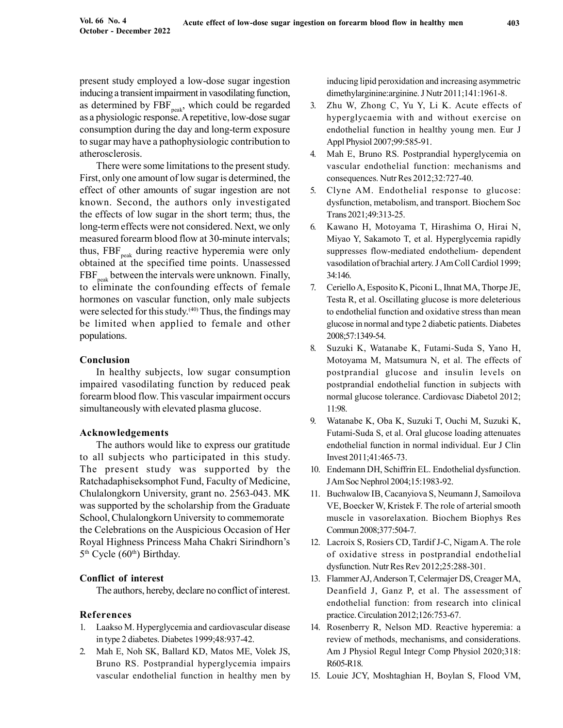present study employed a low-dose sugar ingestion inducing a transient impairment in vasodilating function, as determined by $FBF_{peak}$, which could be regarded as a physiologic response. A repetitive, low-dose sugar consumption during the day and long-term exposure to sugar may have a pathophysiologic contribution to atherosclerosis.

There were some limitations to the present study. First, only one amount of low sugar is determined, the effect of other amounts of sugar ingestion are not known. Second, the authors only investigated the effects of low sugar in the short term; thus, the long-term effects were not considered. Next, we only measured forearm blood flow at 30-minute intervals; thus, $FBF_{peak}$ during reactive hyperemia were only obtained at the specified time points. Unassessed $FBF_{peak}$ between the intervals were unknown. Finally, to eliminate the confounding effects of female hormones on vascular function, only male subjects were selected for this study.[40] Thus, the findings may be limited when applied to female and other populations.

## Conclusion

In healthy subjects, low sugar consumption impaired vasodilating function by reduced peak forearm blood flow. This vascular impairment occurs simultaneously with elevated plasma glucose.

## Acknowledgements

The authors would like to express our gratitude to all subjects who participated in this study. The present study was supported by the Ratchadaphiseksomphot Fund, Faculty of Medicine, Chulalongkorn University, grant no. 2563-043. MK was supported by the scholarship from the Graduate School, Chulalongkorn University to commemorate the Celebrations on the Auspicious Occasion of Her Royal Highness Princess Maha Chakri Sirindhorn's 5th Cycle (60th) Birthday.

## Conflict of interest

The authors, hereby, declare no conflict of interest.

## References

1. Laakso M. Hyperglycemia and cardiovascular disease in type 2 diabetes. Diabetes 1999;48:937-42.
2. Mah E, Noh SK, Ballard KD, Matos ME, Volek JS, Bruno RS. Postprandial hyperglycemia impairs vascular endothelial function in healthy men by inducing lipid peroxidation and increasing asymmetric dimethylarginine:arginine. J Nutr 2011;141:1961-8.
3. Zhu W, Zhong C, Yu Y, Li K. Acute effects of hyperglycaemia with and without exercise on endothelial function in healthy young men. Eur J Appl Physiol 2007;99:585-91.
4. Mah E, Bruno RS. Postprandial hyperglycemia on vascular endothelial function: mechanisms and consequences. Nutr Res 2012;32:727-40.
5. Clyne AM. Endothelial response to glucose: dysfunction, metabolism, and transport. Biochem Soc Trans 2021;49:313-25.
6. Kawano H, Motoyama T, Hirashima O, Hirai N, Miyao Y, Sakamoto T, et al. Hyperglycemia rapidly suppresses flow-mediated endothelium- dependent vasodilation of brachial artery. J Am Coll Cardiol 1999; 34:146.
7. Ceriello A, Esposito K, Piconi L, Ihnat MA, Thorpe JE, Testa R, et al. Oscillating glucose is more deleterious to endothelial function and oxidative stress than mean glucose in normal and type 2 diabetic patients. Diabetes 2008;57:1349-54.
8. Suzuki K, Watanabe K, Futami-Suda S, Yano H, Motoyama M, Matsumura N, et al. The effects of postprandial glucose and insulin levels on postprandial endothelial function in subjects with normal glucose tolerance. Cardiovasc Diabetol 2012; 11:98.
9. Watanabe K, Oba K, Suzuki T, Ouchi M, Suzuki K, Futami-Suda S, et al. Oral glucose loading attenuates endothelial function in normal individual. Eur J Clin Invest 2011;41:465-73.
10. Endemann DH, Schiffrin EL. Endothelial dysfunction. J Am Soc Nephrol 2004;15:1983-92.
11. Buchwalow IB, Cacanyiova S, Neumann J, Samoilova VE, Boecker W, Kristek F. The role of arterial smooth muscle in vasorelaxation. Biochem Biophys Res Commun 2008;377:504-7.
12. Lacroix S, Rosiers CD, Tardif J-C, Nigam A. The role of oxidative stress in postprandial endothelial dysfunction. Nutr Res Rev 2012;25:288-301.
13. Flammer AJ, Anderson T, Celermajer DS, Creager MA, Deanfield J, Ganz P, et al. The assessment of endothelial function: from research into clinical practice. Circulation 2012;126:753-67.
14. Rosenberry R, Nelson MD. Reactive hyperemia: a review of methods, mechanisms, and considerations. Am J Physiol Regul Integr Comp Physiol 2020;318: R605-R18.
15. Louie JCY, Moshtaghian H, Boylan S, Flood VM,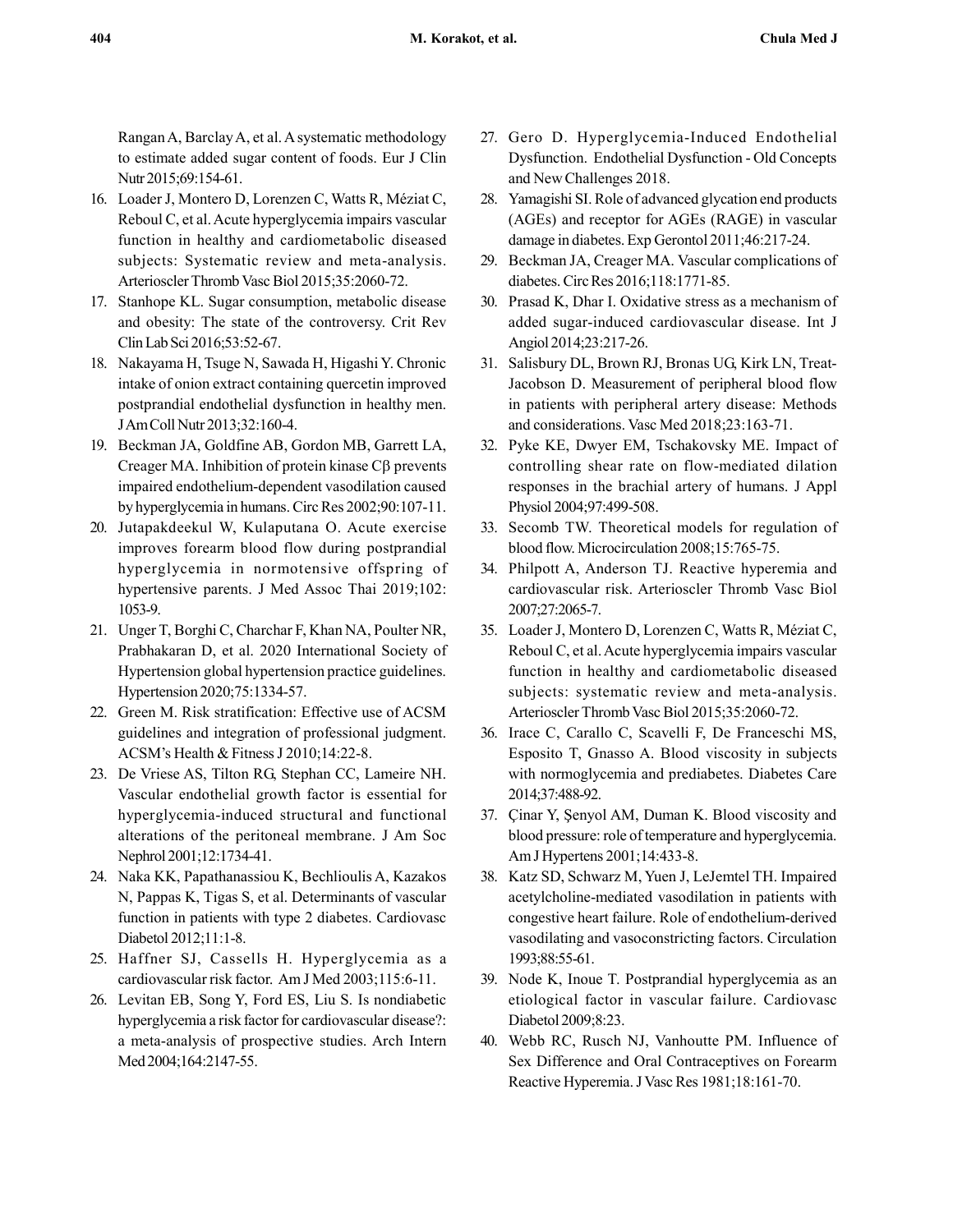Rangan A, Barclay A, et al. A systematic methodology to estimate added sugar content of foods. Eur J Clin Nutr 2015;69:154-61.

16. Loader J, Montero D, Lorenzen C, Watts R, Méziat C, Reboul C, et al. Acute hyperglycemia impairs vascular function in healthy and cardiometabolic diseased subjects: Systematic review and meta-analysis. Arterioscler Thromb Vasc Biol 2015;35:2060-72.
17. Stanhope KL. Sugar consumption, metabolic disease and obesity: The state of the controversy. Crit Rev Clin Lab Sci 2016;53:52-67.
18. Nakayama H, Tsuge N, Sawada H, Higashi Y. Chronic intake of onion extract containing quercetin improved postprandial endothelial dysfunction in healthy men. J Am Coll Nutr 2013;32:160-4.
19. Beckman JA, Goldfine AB, Gordon MB, Garrett LA, Creager MA. Inhibition of protein kinase Cβ prevents impaired endothelium-dependent vasodilation caused by hyperglycemia in humans. Circ Res 2002;90:107-11.
20. Jutapakdeekul W, Kulaputana O. Acute exercise improves forearm blood flow during postprandial hyperglycemia in normotensive offspring of hypertensive parents. J Med Assoc Thai 2019;102: 1053-9.
21. Unger T, Borghi C, Charchar F, Khan NA, Poulter NR, Prabhakaran D, et al. 2020 International Society of Hypertension global hypertension practice guidelines. Hypertension 2020;75:1334-57.
22. Green M. Risk stratification: Effective use of ACSM guidelines and integration of professional judgment. ACSM's Health & Fitness J 2010;14:22-8.
23. De Vriese AS, Tilton RG, Stephan CC, Lameire NH. Vascular endothelial growth factor is essential for hyperglycemia-induced structural and functional alterations of the peritoneal membrane. J Am Soc Nephrol 2001;12:1734-41.
24. Naka KK, Papathanassiou K, Bechlioulis A, Kazakos N, Pappas K, Tigas S, et al. Determinants of vascular function in patients with type 2 diabetes. Cardiovasc Diabetol 2012;11:1-8.
25. Haffner SJ, Cassells H. Hyperglycemia as a cardiovascular risk factor. Am J Med 2003;115:6-11.
26. Levitan EB, Song Y, Ford ES, Liu S. Is nondiabetic hyperglycemia a risk factor for cardiovascular disease?: a meta-analysis of prospective studies. Arch Intern Med 2004;164:2147-55.
27. Gero D. Hyperglycemia-Induced Endothelial Dysfunction. Endothelial Dysfunction - Old Concepts and New Challenges 2018.
28. Yamagishi SI. Role of advanced glycation end products (AGEs) and receptor for AGEs (RAGE) in vascular damage in diabetes. Exp Gerontol 2011;46:217-24.
29. Beckman JA, Creager MA. Vascular complications of diabetes. Circ Res 2016;118:1771-85.
30. Prasad K, Dhar I. Oxidative stress as a mechanism of added sugar-induced cardiovascular disease. Int J Angiol 2014;23:217-26.
31. Salisbury DL, Brown RJ, Bronas UG, Kirk LN, Treat-Jacobson D. Measurement of peripheral blood flow in patients with peripheral artery disease: Methods and considerations. Vasc Med 2018;23:163-71.
32. Pyke KE, Dwyer EM, Tschakovsky ME. Impact of controlling shear rate on flow-mediated dilation responses in the brachial artery of humans. J Appl Physiol 2004;97:499-508.
33. Secomb TW. Theoretical models for regulation of blood flow. Microcirculation 2008;15:765-75.
34. Philpott A, Anderson TJ. Reactive hyperemia and cardiovascular risk. Arterioscler Thromb Vasc Biol 2007;27:2065-7.
35. Loader J, Montero D, Lorenzen C, Watts R, Méziat C, Reboul C, et al. Acute hyperglycemia impairs vascular function in healthy and cardiometabolic diseased subjects: systematic review and meta-analysis. Arterioscler Thromb Vasc Biol 2015;35:2060-72.
36. Irace C, Carallo C, Scavelli F, De Franceschi MS, Esposito T, Gnasso A. Blood viscosity in subjects with normoglycemia and prediabetes. Diabetes Care 2014;37:488-92.
37. Çinar Y, Şenyol AM, Duman K. Blood viscosity and blood pressure: role of temperature and hyperglycemia. Am J Hypertens 2001;14:433-8.
38. Katz SD, Schwarz M, Yuen J, LeJemtel TH. Impaired acetylcholine-mediated vasodilation in patients with congestive heart failure. Role of endothelium-derived vasodilating and vasoconstricting factors. Circulation 1993;88:55-61.
39. Node K, Inoue T. Postprandial hyperglycemia as an etiological factor in vascular failure. Cardiovasc Diabetol 2009;8:23.
40. Webb RC, Rusch NJ, Vanhoutte PM. Influence of Sex Difference and Oral Contraceptives on Forearm Reactive Hyperemia. J Vasc Res 1981;18:161-70.